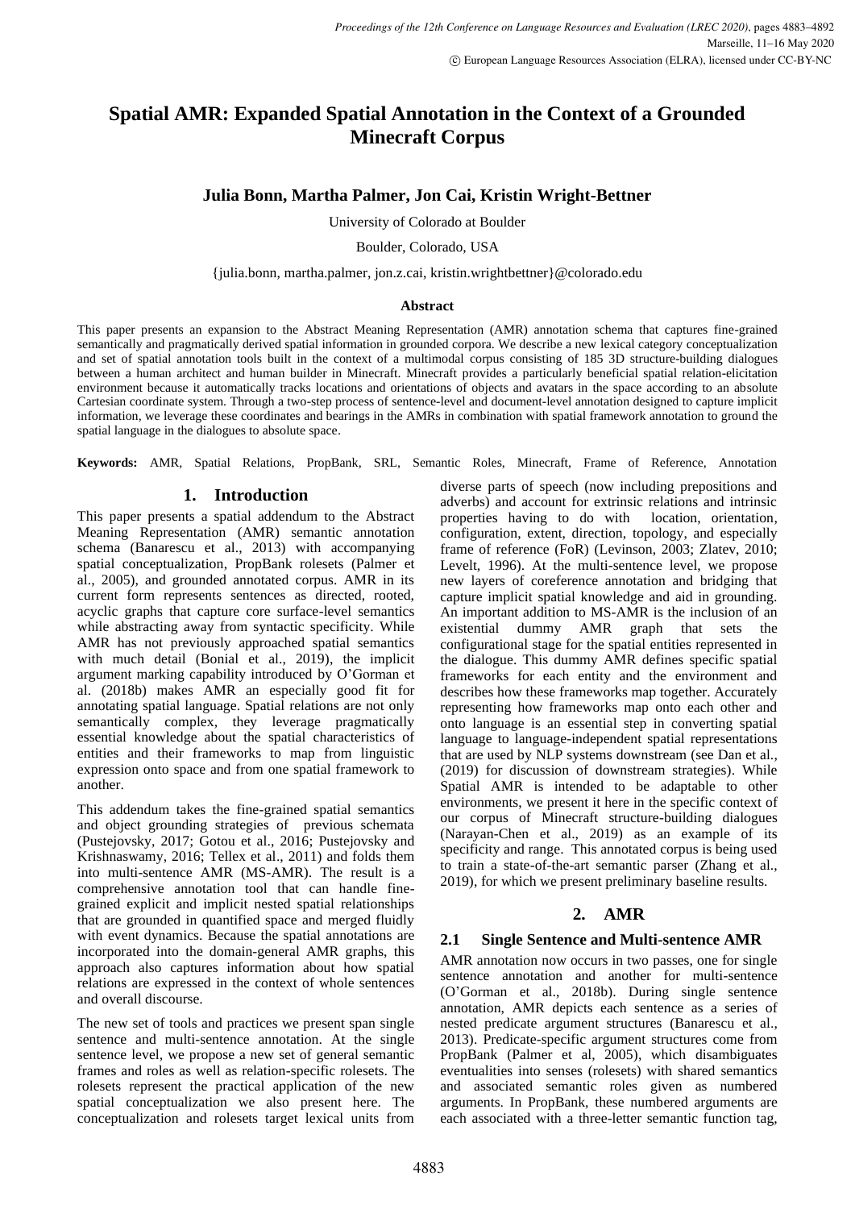# Spatial AMR: Expanded Spatial Annotation in the Context of a Grounded Minecraft Corpus

**Julia Bonn, Martha Palmer, Jon Cai, Kristin Wright-Bettner**

University of Colorado at Boulder

Boulder, Colorado, USA

{julia.bonn, martha.palmer, jon.z.cai, kristin.wrightbettner}@colorado.edu

### Abstract

This paper presents an expansion to the Abstract Meaning Representation (AMR) annotation schema that captures fine-grained semantically and pragmatically derived spatial information in grounded corpora. We describe a new lexical category conceptualization and set of spatial annotation tools built in the context of a multimodal corpus consisting of 185 3D structure-building dialogues between a human architect and human builder in Minecraft. Minecraft provides a particularly beneficial spatial relation-elicitation environment because it automatically tracks locations and orientations of objects and avatars in the space according to an absolute Cartesian coordinate system. Through a two-step process of sentence-level and document-level annotation designed to capture implicit information, we leverage these coordinates and bearings in the AMRs in combination with spatial framework annotation to ground the spatial language in the dialogues to absolute space.

**Keywords:** AMR, Spatial Relations, PropBank, SRL, Semantic Roles, Minecraft, Frame of Reference, Annotation

## 1. Introduction

This paper presents a spatial addendum to the Abstract Meaning Representation (AMR) semantic annotation schema (Banarescu et al., 2013) with accompanying spatial conceptualization, PropBank rolesets (Palmer et al., 2005), and grounded annotated corpus. AMR in its current form represents sentences as directed, rooted, acyclic graphs that capture core surface-level semantics while abstracting away from syntactic specificity. While AMR has not previously approached spatial semantics with much detail (Bonial et al., 2019), the implicit argument marking capability introduced by O'Gorman et al. (2018b) makes AMR an especially good fit for annotating spatial language. Spatial relations are not only semantically complex, they leverage pragmatically essential knowledge about the spatial characteristics of entities and their frameworks to map from linguistic expression onto space and from one spatial framework to another.

This addendum takes the fine-grained spatial semantics and object grounding strategies of previous schemata (Pustejovsky, 2017; Gotou et al., 2016; Pustejovsky and Krishnaswamy, 2016; Tellex et al., 2011) and folds them into multi-sentence AMR (MS-AMR). The result is a comprehensive annotation tool that can handle fine-grained explicit and implicit nested spatial relationships that are grounded in quantified space and merged fluidly with event dynamics. Because the spatial annotations are incorporated into the domain-general AMR graphs, this approach also captures information about how spatial relations are expressed in the context of whole sentences and overall discourse.

The new set of tools and practices we present span single sentence and multi-sentence annotation. At the single sentence level, we propose a new set of general semantic frames and roles as well as relation-specific rolesets. The rolesets represent the practical application of the new spatial conceptualization we also present here. The conceptualization and rolesets target lexical units from diverse parts of speech (now including prepositions and adverbs) and account for extrinsic relations and intrinsic properties having to do with location, orientation, configuration, extent, direction, topology, and especially frame of reference (FoR) (Levinson, 2003; Zlatev, 2010; Levelt, 1996). At the multi-sentence level, we propose new layers of coreference annotation and bridging that capture implicit spatial knowledge and aid in grounding. An important addition to MS-AMR is the inclusion of an existential dummy AMR graph that sets the configurational stage for the spatial entities represented in the dialogue. This dummy AMR defines specific spatial frameworks for each entity and the environment and describes how these frameworks map together. Accurately representing how frameworks map onto each other and onto language is an essential step in converting spatial language to language-independent spatial representations that are used by NLP systems downstream (see Dan et al., (2019) for discussion of downstream strategies). While Spatial AMR is intended to be adaptable to other environments, we present it here in the specific context of our corpus of Minecraft structure-building dialogues (Narayan-Chen et al., 2019) as an example of its specificity and range. This annotated corpus is being used to train a state-of-the-art semantic parser (Zhang et al., 2019), for which we present preliminary baseline results.

## 2. AMR

### 2.1 Single Sentence and Multi-sentence AMR

AMR annotation now occurs in two passes, one for single sentence annotation and another for multi-sentence (O'Gorman et al., 2018b). During single sentence annotation, AMR depicts each sentence as a series of nested predicate argument structures (Banarescu et al., 2013). Predicate-specific argument structures come from PropBank (Palmer et al, 2005), which disambiguates eventualities into senses (rolesets) with shared semantics and associated semantic roles given as numbered arguments. In PropBank, these numbered arguments are each associated with a three-letter semantic function tag,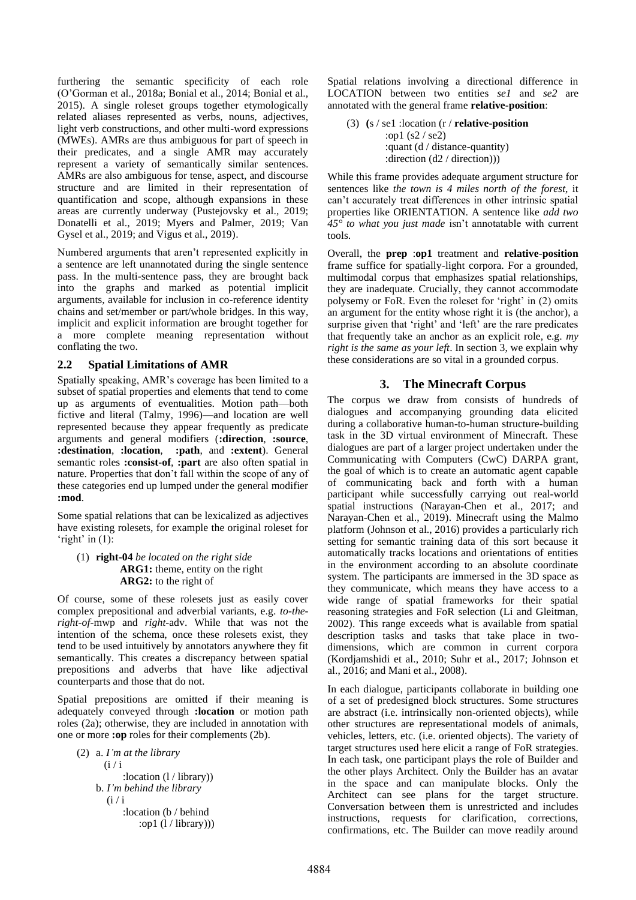furthering the semantic specificity of each role (O'Gorman et al., 2018a; Bonial et al., 2014; Bonial et al., 2015). A single roleset groups together etymologically related aliases represented as verbs, nouns, adjectives, light verb constructions, and other multi-word expressions (MWEs). AMRs are thus ambiguous for part of speech in their predicates, and a single AMR may accurately represent a variety of semantically similar sentences. AMRs are also ambiguous for tense, aspect, and discourse structure and are limited in their representation of quantification and scope, although expansions in these areas are currently underway (Pustejovsky et al., 2019; Donatelli et al., 2019; Myers and Palmer, 2019; Van Gysel et al., 2019; and Vigus et al., 2019).

Numbered arguments that aren't represented explicitly in a sentence are left unannotated during the single sentence pass. In the multi-sentence pass, they are brought back into the graphs and marked as potential implicit arguments, available for inclusion in co-reference identity chains and set/member or part/whole bridges. In this way, implicit and explicit information are brought together for a more complete meaning representation without conflating the two.

## 2.2 Spatial Limitations of AMR

Spatially speaking, AMR's coverage has been limited to a subset of spatial properties and elements that tend to come up as arguments of eventualities. Motion path—both fictive and literal (Talmy, 1996)—and location are well represented because they appear frequently as predicate arguments and general modifiers (**:direction**, **:source**, **:destination**, **:location**, **:path**, and **:extent**). General semantic roles **:consist-of**, **:part** are also often spatial in nature. Properties that don't fall within the scope of any of these categories end up lumped under the general modifier **:mod**.

Some spatial relations that can be lexicalized as adjectives have existing rolesets, for example the original roleset for 'right' in (1):

(1) **right-04** *be located on the right side*
  **ARG1:** theme, entity on the right
  **ARG2:** to the right of

Of course, some of these rolesets just as easily cover complex prepositional and adverbial variants, e.g. *to-the-right-of*-mwp and *right*-adv. While that was not the intention of the schema, once these rolesets exist, they tend to be used intuitively by annotators anywhere they fit semantically. This creates a discrepancy between spatial prepositions and adverbs that have like adjectival counterparts and those that do not.

Spatial prepositions are omitted if their meaning is adequately conveyed through **:location** or motion path roles (2a); otherwise, they are included in annotation with one or more **:op** roles for their complements (2b).

(2) a. *I'm at the library*
```
(i / i
    :location (l / library))
```
  b. *I'm behind the library*
```
(i / i
    :location (b / behind
        :op1 (l / library)))
```

Spatial relations involving a directional difference in LOCATION between two entities *se1* and *se2* are annotated with the general frame **relative-position**:

(3)
```
(s / se1 :location (r / relative-position
    :op1 (s2 / se2)
    :quant (d / distance-quantity)
    :direction (d2 / direction)))
```

While this frame provides adequate argument structure for sentences like *the town is 4 miles north of the forest*, it can't accurately treat differences in other intrinsic spatial properties like ORIENTATION. A sentence like *add two 45° to what you just made* isn't annotatable with current tools.

Overall, the **prep** :**op1** treatment and **relative-position** frame suffice for spatially-light corpora. For a grounded, multimodal corpus that emphasizes spatial relationships, they are inadequate. Crucially, they cannot accommodate polysemy or FoR. Even the roleset for 'right' in (2) omits an argument for the entity whose right it is (the anchor), a surprise given that 'right' and 'left' are the rare predicates that frequently take an anchor as an explicit role, e.g. *my right is the same as your left*. In section 3, we explain why these considerations are so vital in a grounded corpus.

# 3. The Minecraft Corpus

The corpus we draw from consists of hundreds of dialogues and accompanying grounding data elicited during a collaborative human-to-human structure-building task in the 3D virtual environment of Minecraft. These dialogues are part of a larger project undertaken under the Communicating with Computers (CwC) DARPA grant, the goal of which is to create an automatic agent capable of communicating back and forth with a human participant while successfully carrying out real-world spatial instructions (Narayan-Chen et al., 2017; and Narayan-Chen et al., 2019). Minecraft using the Malmo platform (Johnson et al., 2016) provides a particularly rich setting for semantic training data of this sort because it automatically tracks locations and orientations of entities in the environment according to an absolute coordinate system. The participants are immersed in the 3D space as they communicate, which means they have access to a wide range of spatial frameworks for their spatial reasoning strategies and FoR selection (Li and Gleitman, 2002). This range exceeds what is available from spatial description tasks and tasks that take place in two-dimensions, which are common in current corpora (Kordjamshidi et al., 2010; Suhr et al., 2017; Johnson et al., 2016; and Mani et al., 2008).

In each dialogue, participants collaborate in building one of a set of predesigned block structures. Some structures are abstract (i.e. intrinsically non-oriented objects), while other structures are representational models of animals, vehicles, letters, etc. (i.e. oriented objects). The variety of target structures used here elicit a range of FoR strategies. In each task, one participant plays the role of Builder and the other plays Architect. Only the Builder has an avatar in the space and can manipulate blocks. Only the Architect can see plans for the target structure. Conversation between them is unrestricted and includes instructions, requests for clarification, corrections, confirmations, etc. The Builder can move readily around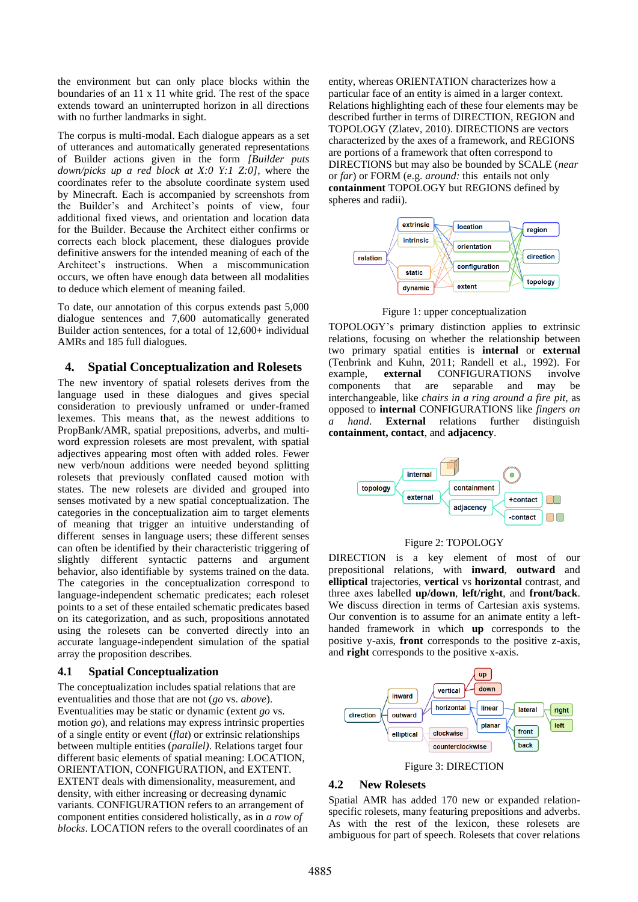the environment but can only place blocks within the boundaries of an 11 x 11 white grid. The rest of the space extends toward an uninterrupted horizon in all directions with no further landmarks in sight.

The corpus is multi-modal. Each dialogue appears as a set of utterances and automatically generated representations of Builder actions given in the form *[Builder puts down/picks up a red block at X:0 Y:1 Z:0]*, where the coordinates refer to the absolute coordinate system used by Minecraft. Each is accompanied by screenshots from the Builder's and Architect's points of view, four additional fixed views, and orientation and location data for the Builder. Because the Architect either confirms or corrects each block placement, these dialogues provide definitive answers for the intended meaning of each of the Architect's instructions. When a miscommunication occurs, we often have enough data between all modalities to deduce which element of meaning failed.

To date, our annotation of this corpus extends past 5,000 dialogue sentences and 7,600 automatically generated Builder action sentences, for a total of 12,600+ individual AMRs and 185 full dialogues.

# 4. Spatial Conceptualization and Rolesets

The new inventory of spatial rolesets derives from the language used in these dialogues and gives special consideration to previously unframed or under-framed lexemes. This means that, as the newest additions to PropBank/AMR, spatial prepositions, adverbs, and multi-word expression rolesets are most prevalent, with spatial adjectives appearing most often with added roles. Fewer new verb/noun additions were needed beyond splitting rolesets that previously conflated caused motion with states. The new rolesets are divided and grouped into senses motivated by a new spatial conceptualization. The categories in the conceptualization aim to target elements of meaning that trigger an intuitive understanding of different senses in language users; these different senses can often be identified by their characteristic triggering of slightly different syntactic patterns and argument behavior, also identifiable by systems trained on the data. The categories in the conceptualization correspond to language-independent schematic predicates; each roleset points to a set of these entailed schematic predicates based on its categorization, and as such, propositions annotated using the rolesets can be converted directly into an accurate language-independent simulation of the spatial array the proposition describes.

## 4.1 Spatial Conceptualization

The conceptualization includes spatial relations that are eventualities and those that are not (*go* vs. *above*). Eventualities may be static or dynamic (extent *go* vs. motion *go*), and relations may express intrinsic properties of a single entity or event (*flat*) or extrinsic relationships between multiple entities (*parallel*). Relations target four different basic elements of spatial meaning: LOCATION, ORIENTATION, CONFIGURATION, and EXTENT. EXTENT deals with dimensionality, measurement, and density, with either increasing or decreasing dynamic variants. CONFIGURATION refers to an arrangement of component entities considered holistically, as in *a row of blocks*. LOCATION refers to the overall coordinates of an entity, whereas ORIENTATION characterizes how a particular face of an entity is aimed in a larger context. Relations highlighting each of these four elements may be described further in terms of DIRECTION, REGION and TOPOLOGY (Zlatev, 2010). DIRECTIONS are vectors characterized by the axes of a framework, and REGIONS are portions of a framework that often correspond to DIRECTIONS but may also be bounded by SCALE (*near* or *far*) or FORM (e.g. *around:* this entails not only **containment** TOPOLOGY but REGIONS defined by spheres and radii).

Figure 1: upper conceptualization

TOPOLOGY's primary distinction applies to extrinsic relations, focusing on whether the two primary spatial entities is **internal** or **external** (Tenbrink and Kuhn, 2011; Randell et al., 1992). For example, **external** CONFIGURATIONS involve components that are separable and may be interchangeable, like *chairs in a ring around a fire pit*, as opposed to **internal** CONFIGURATIONS like *fingers on a hand*. **External** relations further distinguish **containment, contact**, and **adjacency**.

Figure 2: TOPOLOGY

DIRECTION is a key element of most of our prepositional relations, with **inward**, **outward** and **elliptical** trajectories, **vertical** vs **horizontal** contrast, and three axes labelled **up/down**, **left/right**, and **front/back**. We discuss direction in terms of Cartesian axis systems. Our convention is to assume for an animate entity a left-handed framework in which **up** corresponds to the positive y-axis, **front** corresponds to the positive z-axis, and **right** corresponds to the positive x-axis.

Figure 3: DIRECTION

## 4.2 New Rolesets

Spatial AMR has added 170 new or expanded relation-specific rolesets, many featuring prepositions and adverbs. As with the rest of the lexicon, these rolesets are ambiguous for part of speech. Rolesets that cover relations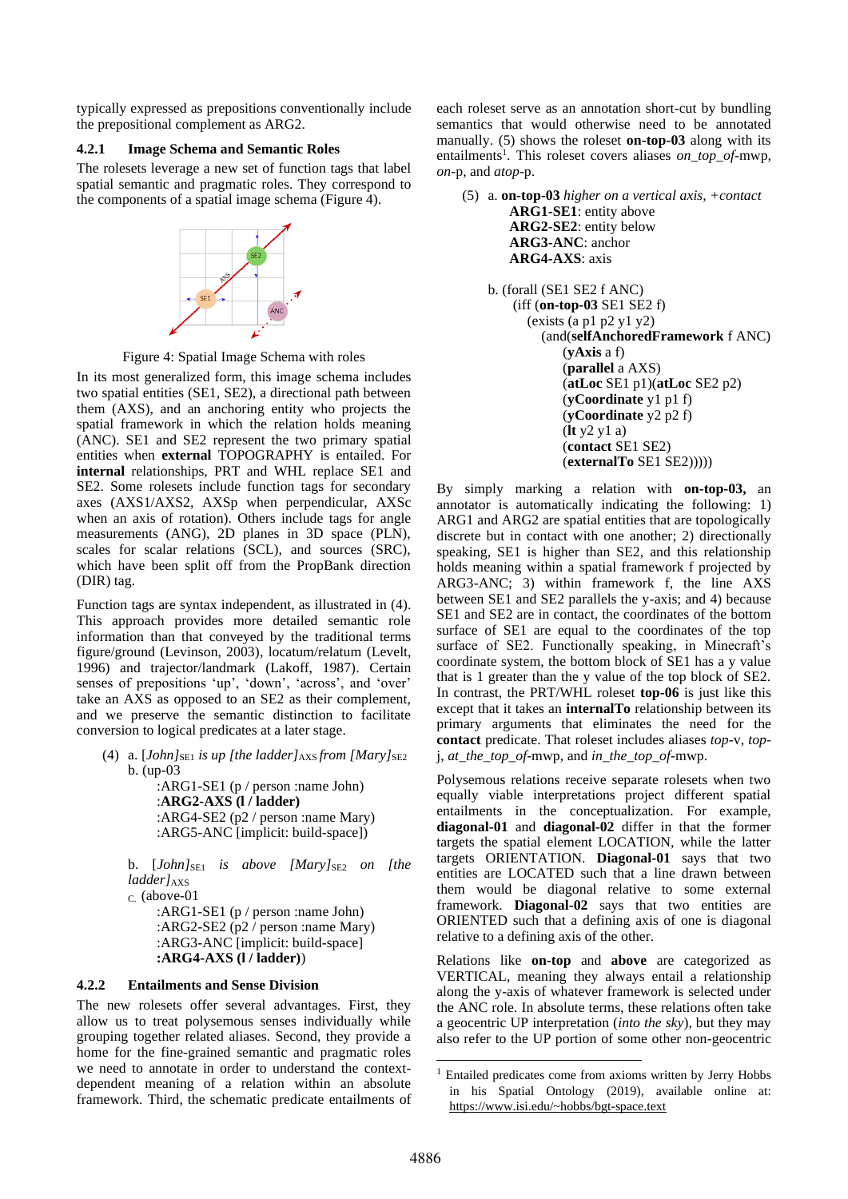typically expressed as prepositions conventionally include the prepositional complement as ARG2.

### 4.2.1 Image Schema and Semantic Roles

The rolesets leverage a new set of function tags that label spatial semantic and pragmatic roles. They correspond to the components of a spatial image schema (Figure 4).

Figure 4: Spatial Image Schema with roles

In its most generalized form, this image schema includes two spatial entities (SE1, SE2), a directional path between them (AXS), and an anchoring entity who projects the spatial framework in which the relation holds meaning (ANC). SE1 and SE2 represent the two primary spatial entities when **external** TOPOGRAPHY is entailed. For **internal** relationships, PRT and WHL replace SE1 and SE2. Some rolesets include function tags for secondary axes (AXS1/AXS2, AXSp when perpendicular, AXSc when an axis of rotation). Others include tags for angle measurements (ANG), 2D planes in 3D space (PLN), scales for scalar relations (SCL), and sources (SRC), which have been split off from the PropBank direction (DIR) tag.

Function tags are syntax independent, as illustrated in (4). This approach provides more detailed semantic role information than that conveyed by the traditional terms figure/ground (Levinson, 2003), locatum/relatum (Levelt, 1996) and trajector/landmark (Lakoff, 1987). Certain senses of prepositions 'up', 'down', 'across', and 'over' take an AXS as opposed to an SE2 as their complement, and we preserve the semantic distinction to facilitate conversion to logical predicates at a later stage.

(4) a. *[John]$_{SE1}$ is up [the ladder]$_{AXS}$ from [Mary]$_{SE2}$*
b. (up-03
:ARG1-SE1 (p / person :name John)
:**ARG2-AXS (l / ladder)**
:ARG4-SE2 (p2 / person :name Mary)
:ARG5-ANC [implicit: build-space])

b. *[John]$_{SE1}$ is above [Mary]$_{SE2}$ on [the ladder]$_{AXS}$*
c. (above-01
:ARG1-SE1 (p / person :name John)
:ARG2-SE2 (p2 / person :name Mary)
:ARG3-ANC [implicit: build-space]
**:ARG4-AXS (l / ladder)**)

### 4.2.2 Entailments and Sense Division

The new rolesets offer several advantages. First, they allow us to treat polysemous senses individually while grouping together related aliases. Second, they provide a home for the fine-grained semantic and pragmatic roles we need to annotate in order to understand the context-dependent meaning of a relation within an absolute framework. Third, the schematic predicate entailments of each roleset serve as an annotation short-cut by bundling semantics that would otherwise need to be annotated manually. (5) shows the roleset **on-top-03** along with its entailments[1]. This roleset covers aliases *on_top_of*-mwp, *on*-p, and *atop*-p.

(5) a. **on-top-03** *higher on a vertical axis, +contact*
**ARG1-SE1**: entity above
**ARG2-SE2**: entity below
**ARG3-ANC**: anchor
**ARG4-AXS**: axis

b. (forall (SE1 SE2 f ANC)
(iff (**on-top-03** SE1 SE2 f)
(exists (a p1 p2 y1 y2)
(and(**selfAnchoredFramework** f ANC)
(**yAxis** a f)
(**parallel** a AXS)
(**atLoc** SE1 p1)(**atLoc** SE2 p2)
(**yCoordinate** y1 p1 f)
(**yCoordinate** y2 p2 f)
(**lt** y2 y1 a)
(**contact** SE1 SE2)
(**externalTo** SE1 SE2)))))

By simply marking a relation with **on-top-03,** an annotator is automatically indicating the following: 1) ARG1 and ARG2 are spatial entities that are topologically discrete but in contact with one another; 2) directionally speaking, SE1 is higher than SE2, and this relationship holds meaning within a spatial framework f projected by ARG3-ANC; 3) within framework f, the line AXS between SE1 and SE2 parallels the y-axis; and 4) because SE1 and SE2 are in contact, the coordinates of the bottom surface of SE1 are equal to the coordinates of the top surface of SE2. Functionally speaking, in Minecraft's coordinate system, the bottom block of SE1 has a y value that is 1 greater than the y value of the top block of SE2. In contrast, the PRT/WHL roleset **top-06** is just like this except that it takes an **internalTo** relationship between its primary arguments that eliminates the need for the **contact** predicate. That roleset includes aliases *top*-v, *top*-j, *at_the_top_of*-mwp, and *in_the_top_of*-mwp.

Polysemous relations receive separate rolesets when two equally viable interpretations project different spatial entailments in the conceptualization. For example, **diagonal-01** and **diagonal-02** differ in that the former targets the spatial element LOCATION, while the latter targets ORIENTATION. **Diagonal-01** says that two entities are LOCATED such that a line drawn between them would be diagonal relative to some external framework. **Diagonal-02** says that two entities are ORIENTED such that a defining axis of one is diagonal relative to a defining axis of the other.

Relations like **on-top** and **above** are categorized as VERTICAL, meaning they always entail a relationship along the y-axis of whatever framework is selected under the ANC role. In absolute terms, these relations often take a geocentric UP interpretation (*into the sky*), but they may also refer to the UP portion of some other non-geocentric

[1] Entailed predicates come from axioms written by Jerry Hobbs in his Spatial Ontology (2019), available online at: https://www.isi.edu/~hobbs/bgt-space.text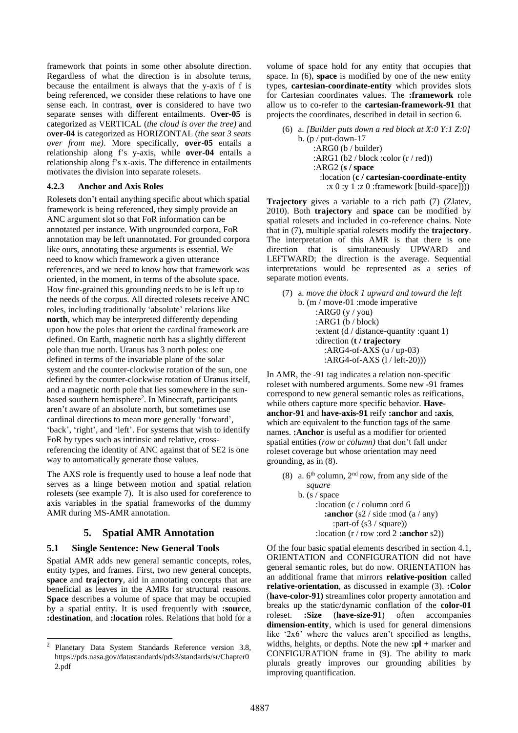framework that points in some other absolute direction. Regardless of what the direction is in absolute terms, because the entailment is always that the y-axis of f is being referenced, we consider these relations to have one sense each. In contrast, **over** is considered to have two separate senses with different entailments. O**ver-05** is categorized as VERTICAL (*the cloud is over the tree)* and o**ver-04** is categorized as HORIZONTAL (*the seat 3 seats over from me)*. More specifically, **over-05** entails a relationship along f's y-axis, while **over-04** entails a relationship along f's x-axis. The difference in entailments motivates the division into separate rolesets.

### 4.2.3 Anchor and Axis Roles

Rolesets don't entail anything specific about which spatial framework is being referenced, they simply provide an ANC argument slot so that FoR information can be annotated per instance. With ungrounded corpora, FoR annotation may be left unannotated. For grounded corpora like ours, annotating these arguments is essential. We need to know which framework a given utterance references, and we need to know how that framework was oriented, in the moment, in terms of the absolute space. How fine-grained this grounding needs to be is left up to the needs of the corpus. All directed rolesets receive ANC roles, including traditionally 'absolute' relations like **north**, which may be interpreted differently depending upon how the poles that orient the cardinal framework are defined. On Earth, magnetic north has a slightly different pole than true north. Uranus has 3 north poles: one defined in terms of the invariable plane of the solar system and the counter-clockwise rotation of the sun, one defined by the counter-clockwise rotation of Uranus itself, and a magnetic north pole that lies somewhere in the sun-based southern hemisphere[2]. In Minecraft, participants aren't aware of an absolute north, but sometimes use cardinal directions to mean more generally 'forward', 'back', 'right', and 'left'. For systems that wish to identify FoR by types such as intrinsic and relative, cross-referencing the identity of ANC against that of SE2 is one way to automatically generate those values.

The AXS role is frequently used to house a leaf node that serves as a hinge between motion and spatial relation rolesets (see example 7). It is also used for coreference to axis variables in the spatial frameworks of the dummy AMR during MS-AMR annotation.

## 5. Spatial AMR Annotation

### 5.1 Single Sentence: New General Tools

Spatial AMR adds new general semantic concepts, roles, entity types, and frames. First, two new general concepts, **space** and **trajectory**, aid in annotating concepts that are beneficial as leaves in the AMRs for structural reasons. **Space** describes a volume of space that may be occupied by a spatial entity. It is used frequently with **:source**, **:destination**, and **:location** roles. Relations that hold for a volume of space hold for any entity that occupies that space. In (6), **space** is modified by one of the new entity types, **cartesian-coordinate-entity** which provides slots for Cartesian coordinates values. The **:framework** role allow us to co-refer to the **cartesian-framework-91** that projects the coordinates, described in detail in section 6.

(6) a. *[Builder puts down a red block at X:0 Y:1 Z:0]*
b.
```
(p / put-down-17
    :ARG0 (b / builder)
    :ARG1 (b2 / block :color (r / red))
    :ARG2 (s / space
      :location (c / cartesian-coordinate-entity
        :x 0 :y 1 :z 0 :framework [build-space])))
```

**Trajectory** gives a variable to a rich path (7) (Zlatev, 2010). Both **trajectory** and **space** can be modified by spatial rolesets and included in co-reference chains. Note that in (7), multiple spatial rolesets modify the **trajectory**. The interpretation of this AMR is that there is one direction that is simultaneously UPWARD and LEFTWARD; the direction is the average. Sequential interpretations would be represented as a series of separate motion events.

(7) a. *move the block 1 upward and toward the left*
b.
```
(m / move-01 :mode imperative
    :ARG0 (y / you)
    :ARG1 (b / block)
    :extent (d / distance-quantity :quant 1)
    :direction (t / trajectory
      :ARG4-of-AXS (u / up-03)
      :ARG4-of-AXS (l / left-20)))
```

In AMR, the -91 tag indicates a relation non-specific roleset with numbered arguments. Some new -91 frames correspond to new general semantic roles as reifications, while others capture more specific behavior. **Have-anchor-91** and **have-axis-91** reify **:anchor** and **:axis**, which are equivalent to the function tags of the same names. **:Anchor** is useful as a modifier for oriented spatial entities (*row* or *column)* that don't fall under roleset coverage but whose orientation may need grounding, as in (8).

(8) a. 6th column, 2nd row, from any side of the *square*
b.
```
(s / space
    :location (c / column :ord 6
      :anchor (s2 / side :mod (a / any)
        :part-of (s3 / square))
    :location (r / row :ord 2 :anchor s2))
```

Of the four basic spatial elements described in section 4.1, ORIENTATION and CONFIGURATION did not have general semantic roles, but do now. ORIENTATION has an additional frame that mirrors **relative-position** called **relative-orientation**, as discussed in example (3). **:Color** (**have-color-91)** streamlines color property annotation and breaks up the static/dynamic conflation of the **color-01** roleset. **:Size** (**have-size-91**) often accompanies **dimension-entity**, which is used for general dimensions like '2x6' where the values aren't specified as lengths, widths, heights, or depths. Note the new **:pl +** marker and CONFIGURATION frame in (9). The ability to mark plurals greatly improves our grounding abilities by improving quantification.

---

[2] Planetary Data System Standards Reference version 3.8, https://pds.nasa.gov/datastandards/pds3/standards/sr/Chapter02.pdf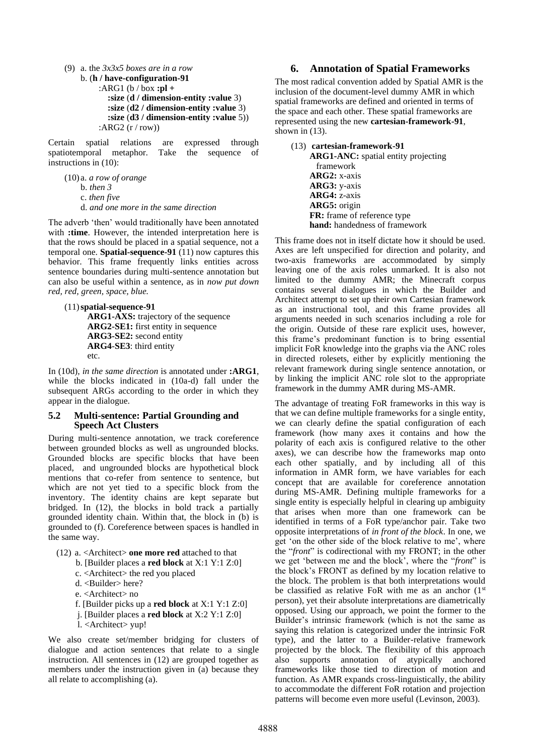(9) a. the *3x3x5 boxes are in a row*

b.
```
(h / have-configuration-91
    :ARG1 (b / box :pl +
        :size (d / dimension-entity :value 3)
        :size (d2 / dimension-entity :value 3)
        :size (d3 / dimension-entity :value 5))
    :ARG2 (r / row))
```

Certain spatial relations are expressed through spatiotemporal metaphor. Take the sequence of instructions in (10):

(10) a. *a row of orange*
b. *then 3*
c. *then five*
d. *and one more in the same direction*

The adverb 'then' would traditionally have been annotated with **:time**. However, the intended interpretation here is that the rows should be placed in a spatial sequence, not a temporal one. **Spatial-sequence-91** (11) now captures this behavior. This frame frequently links entities across sentence boundaries during multi-sentence annotation but can also be useful within a sentence, as in *now put down red, red, green, space, blue.*

(11) **spatial-sequence-91**
**ARG1-AXS:** trajectory of the sequence
**ARG2-SE1:** first entity in sequence
**ARG3-SE2:** second entity
**ARG4-SE3**: third entity
etc.

In (10d), *in the same direction* is annotated under **:ARG1**, while the blocks indicated in (10a-d) fall under the subsequent ARGs according to the order in which they appear in the dialogue.

### 5.2 Multi-sentence: Partial Grounding and Speech Act Clusters

During multi-sentence annotation, we track coreference between grounded blocks as well as ungrounded blocks. Grounded blocks are specific blocks that have been placed, and ungrounded blocks are hypothetical block mentions that co-refer from sentence to sentence, but which are not yet tied to a specific block from the inventory. The identity chains are kept separate but bridged. In (12), the blocks in bold track a partially grounded identity chain. Within that, the block in (b) is grounded to (f). Coreference between spaces is handled in the same way.

(12) a. <Architect> **one more red** attached to that
b. [Builder places a **red block** at X:1 Y:1 Z:0]
c. <Architect> the red you placed
d. <Builder> here?
e. <Architect> no
f. [Builder picks up a **red block** at X:1 Y:1 Z:0]
j. [Builder places a **red block** at X:2 Y:1 Z:0]
l. <Architect> yup!

We also create set/member bridging for clusters of dialogue and action sentences that relate to a single instruction. All sentences in (12) are grouped together as members under the instruction given in (a) because they all relate to accomplishing (a).

## 6. Annotation of Spatial Frameworks

The most radical convention added by Spatial AMR is the inclusion of the document-level dummy AMR in which spatial frameworks are defined and oriented in terms of the space and each other. These spatial frameworks are represented using the new **cartesian-framework-91**, shown in (13).

(13) **cartesian-framework-91**
**ARG1-ANC:** spatial entity projecting framework
**ARG2:** x-axis
**ARG3:** y-axis
**ARG4:** z-axis
**ARG5:** origin
**FR:** frame of reference type
**hand:** handedness of framework

This frame does not in itself dictate how it should be used. Axes are left unspecified for direction and polarity, and two-axis frameworks are accommodated by simply leaving one of the axis roles unmarked. It is also not limited to the dummy AMR; the Minecraft corpus contains several dialogues in which the Builder and Architect attempt to set up their own Cartesian framework as an instructional tool, and this frame provides all arguments needed in such scenarios including a role for the origin. Outside of these rare explicit uses, however, this frame's predominant function is to bring essential implicit FoR knowledge into the graphs via the ANC roles in directed rolesets, either by explicitly mentioning the relevant framework during single sentence annotation, or by linking the implicit ANC role slot to the appropriate framework in the dummy AMR during MS-AMR.

The advantage of treating FoR frameworks in this way is that we can define multiple frameworks for a single entity, we can clearly define the spatial configuration of each framework (how many axes it contains and how the polarity of each axis is configured relative to the other axes), we can describe how the frameworks map onto each other spatially, and by including all of this information in AMR form, we have variables for each concept that are available for coreference annotation during MS-AMR. Defining multiple frameworks for a single entity is especially helpful in clearing up ambiguity that arises when more than one framework can be identified in terms of a FoR type/anchor pair. Take two opposite interpretations of *in front of the block*. In one, we get 'on the other side of the block relative to me', where the "*front*" is codirectional with my FRONT; in the other we get 'between me and the block', where the "*front*" is the block's FRONT as defined by my location relative to the block. The problem is that both interpretations would be classified as relative FoR with me as an anchor (1st person), yet their absolute interpretations are diametrically opposed. Using our approach, we point the former to the Builder's intrinsic framework (which is not the same as saying this relation is categorized under the intrinsic FoR type), and the latter to a Builder-relative framework projected by the block. The flexibility of this approach also supports annotation of atypically anchored frameworks like those tied to direction of motion and function. As AMR expands cross-linguistically, the ability to accommodate the different FoR rotation and projection patterns will become even more useful (Levinson, 2003).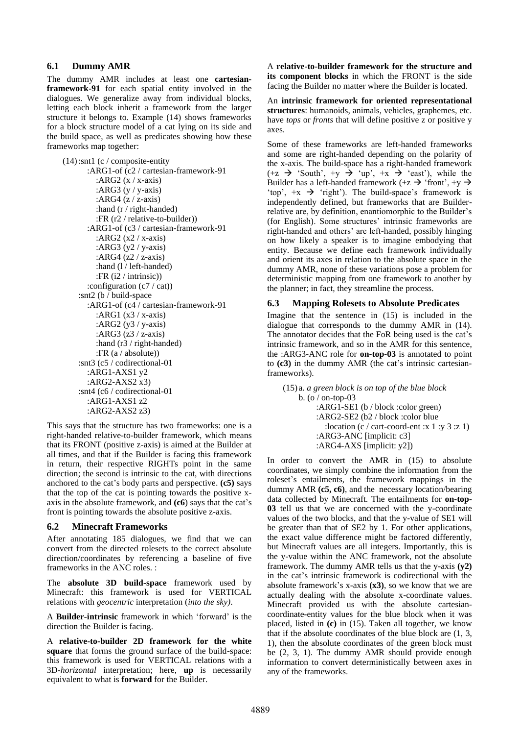### 6.1 Dummy AMR

The dummy AMR includes at least one **cartesian-framework-91** for each spatial entity involved in the dialogues. We generalize away from individual blocks, letting each block inherit a framework from the larger structure it belongs to. Example (14) shows frameworks for a block structure model of a cat lying on its side and the build space, as well as predicates showing how these frameworks map together:

```
(14) :snt1 (c / composite-entity
        :ARG1-of (c2 / cartesian-framework-91
           :ARG2 (x / x-axis)
           :ARG3 (y / y-axis)
           :ARG4 (z / z-axis)
           :hand (r / right-handed)
           :FR (r2 / relative-to-builder))
        :ARG1-of (c3 / cartesian-framework-91
           :ARG2 (x2 / x-axis)
           :ARG3 (y2 / y-axis)
           :ARG4 (z2 / z-axis)
           :hand (l / left-handed)
           :FR (i2 / intrinsic))
        :configuration (c7 / cat))
     :snt2 (b / build-space
        :ARG1-of (c4 / cartesian-framework-91
           :ARG1 (x3 / x-axis)
           :ARG2 (y3 / y-axis)
           :ARG3 (z3 / z-axis)
           :hand (r3 / right-handed)
           :FR (a / absolute))
     :snt3 (c5 / codirectional-01
        :ARG1-AXS1 y2
        :ARG2-AXS2 x3)
     :snt4 (c6 / codirectional-01
        :ARG1-AXS1 z2
        :ARG2-AXS2 z3)
```

This says that the structure has two frameworks: one is a right-handed relative-to-builder framework, which means that its FRONT (positive z-axis) is aimed at the Builder at all times, and that if the Builder is facing this framework in return, their respective RIGHTs point in the same direction; the second is intrinsic to the cat, with directions anchored to the cat's body parts and perspective. **(c5)** says that the top of the cat is pointing towards the positive x-axis in the absolute framework, and **(c6)** says that the cat's front is pointing towards the absolute positive z-axis.

### 6.2 Minecraft Frameworks

After annotating 185 dialogues, we find that we can convert from the directed rolesets to the correct absolute direction/coordinates by referencing a baseline of five frameworks in the ANC roles. :

The **absolute 3D build-space** framework used by Minecraft: this framework is used for VERTICAL relations with *geocentric* interpretation (*into the sky)*.

A **Builder-intrinsic** framework in which 'forward' is the direction the Builder is facing.

A **relative-to-builder 2D framework for the white square** that forms the ground surface of the build-space: this framework is used for VERTICAL relations with a 3D-*horizontal* interpretation; here, **up** is necessarily equivalent to what is **forward** for the Builder.

A **relative-to-builder framework for the structure and its component blocks** in which the FRONT is the side facing the Builder no matter where the Builder is located.

An **intrinsic framework for oriented representational structures**: humanoids, animals, vehicles, graphemes, etc. have *tops* or *fronts* that will define positive z or positive y axes.

Some of these frameworks are left-handed frameworks and some are right-handed depending on the polarity of the x-axis. The build-space has a right-handed framework (+z → 'South', +y → 'up', +x → 'east'), while the Builder has a left-handed framework (+z → 'front', +y → 'top', +x → 'right'). The build-space's framework is independently defined, but frameworks that are Builder-relative are, by definition, enantiomorphic to the Builder's (for English). Some structures' intrinsic frameworks are right-handed and others' are left-handed, possibly hinging on how likely a speaker is to imagine embodying that entity. Because we define each framework individually and orient its axes in relation to the absolute space in the dummy AMR, none of these variations pose a problem for deterministic mapping from one framework to another by the planner; in fact, they streamline the process.

### 6.3 Mapping Rolesets to Absolute Predicates

Imagine that the sentence in (15) is included in the dialogue that corresponds to the dummy AMR in (14). The annotator decides that the FoR being used is the cat's intrinsic framework, and so in the AMR for this sentence, the :ARG3-ANC role for **on-top-03** is annotated to point to **(c3)** in the dummy AMR (the cat's intrinsic cartesian-frameworks).

(15) a. *a green block is on top of the blue block*

```
b. (o / on-top-03
      :ARG1-SE1 (b / block :color green)
      :ARG2-SE2 (b2 / block :color blue
         :location (c / cart-coord-ent :x 1 :y 3 :z 1)
      :ARG3-ANC [implicit: c3]
      :ARG4-AXS [implicit: y2])
```

In order to convert the AMR in (15) to absolute coordinates, we simply combine the information from the roleset's entailments, the framework mappings in the dummy AMR **(c5, c6)**, and the necessary location/bearing data collected by Minecraft. The entailments for **on-top-03** tell us that we are concerned with the y-coordinate values of the two blocks, and that the y-value of SE1 will be greater than that of SE2 by 1. For other applications, the exact value difference might be factored differently, but Minecraft values are all integers. Importantly, this is the y-value within the ANC framework, not the absolute framework. The dummy AMR tells us that the y-axis **(y2)** in the cat's intrinsic framework is codirectional with the absolute framework's x-axis **(x3)**, so we know that we are actually dealing with the absolute x-coordinate values. Minecraft provided us with the absolute cartesian-coordinate-entity values for the blue block when it was placed, listed in **(c)** in (15). Taken all together, we know that if the absolute coordinates of the blue block are (1, 3, 1), then the absolute coordinates of the green block must be (2, 3, 1). The dummy AMR should provide enough information to convert deterministically between axes in any of the frameworks.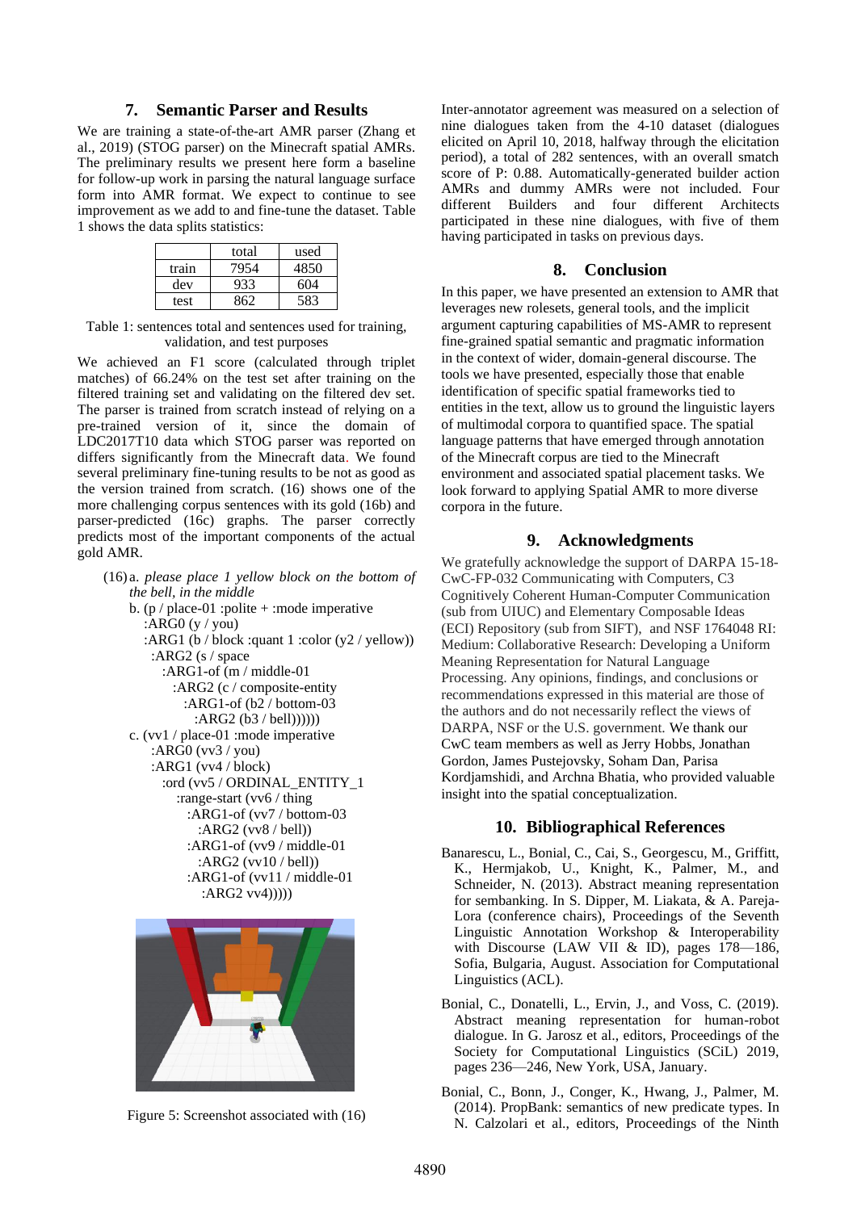## 7. Semantic Parser and Results

We are training a state-of-the-art AMR parser (Zhang et al., 2019) (STOG parser) on the Minecraft spatial AMRs. The preliminary results we present here form a baseline for follow-up work in parsing the natural language surface form into AMR format. We expect to continue to see improvement as we add to and fine-tune the dataset. Table 1 shows the data splits statistics:

| | total | used |
|---|---|---|
| train | 7954 | 4850 |
| dev | 933 | 604 |
| test | 862 | 583 |

Table 1: sentences total and sentences used for training, validation, and test purposes

We achieved an F1 score (calculated through triplet matches) of 66.24% on the test set after training on the filtered training set and validating on the filtered dev set. The parser is trained from scratch instead of relying on a pre-trained version of it, since the domain of LDC2017T10 data which STOG parser was reported on differs significantly from the Minecraft data. We found several preliminary fine-tuning results to be not as good as the version trained from scratch. (16) shows one of the more challenging corpus sentences with its gold (16b) and parser-predicted (16c) graphs. The parser correctly predicts most of the important components of the actual gold AMR.

(16) a. *please place 1 yellow block on the bottom of the bell, in the middle*

b.
```
(p / place-01 :polite + :mode imperative
  :ARG0 (y / you)
  :ARG1 (b / block :quant 1 :color (y2 / yellow))
    :ARG2 (s / space
      :ARG1-of (m / middle-01
        :ARG2 (c / composite-entity
          :ARG1-of (b2 / bottom-03
            :ARG2 (b3 / bell))))))
```

c.
```
(vv1 / place-01 :mode imperative
  :ARG0 (vv3 / you)
  :ARG1 (vv4 / block)
    :ord (vv5 / ORDINAL_ENTITY_1
      :range-start (vv6 / thing
        :ARG1-of (vv7 / bottom-03
          :ARG2 (vv8 / bell))
        :ARG1-of (vv9 / middle-01
          :ARG2 (vv10 / bell))
        :ARG1-of (vv11 / middle-01
          :ARG2 vv4)))))
```

Figure 5: Screenshot associated with (16)

Inter-annotator agreement was measured on a selection of nine dialogues taken from the 4-10 dataset (dialogues elicited on April 10, 2018, halfway through the elicitation period), a total of 282 sentences, with an overall smatch score of P: 0.88. Automatically-generated builder action AMRs and dummy AMRs were not included. Four different Builders and four different Architects participated in these nine dialogues, with five of them having participated in tasks on previous days.

## 8. Conclusion

In this paper, we have presented an extension to AMR that leverages new rolesets, general tools, and the implicit argument capturing capabilities of MS-AMR to represent fine-grained spatial semantic and pragmatic information in the context of wider, domain-general discourse. The tools we have presented, especially those that enable identification of specific spatial frameworks tied to entities in the text, allow us to ground the linguistic layers of multimodal corpora to quantified space. The spatial language patterns that have emerged through annotation of the Minecraft corpus are tied to the Minecraft environment and associated spatial placement tasks. We look forward to applying Spatial AMR to more diverse corpora in the future.

## 9. Acknowledgments

We gratefully acknowledge the support of DARPA 15-18-CwC-FP-032 Communicating with Computers, C3 Cognitively Coherent Human-Computer Communication (sub from UIUC) and Elementary Composable Ideas (ECI) Repository (sub from SIFT), and NSF 1764048 RI: Medium: Collaborative Research: Developing a Uniform Meaning Representation for Natural Language Processing. Any opinions, findings, and conclusions or recommendations expressed in this material are those of the authors and do not necessarily reflect the views of DARPA, NSF or the U.S. government. We thank our CwC team members as well as Jerry Hobbs, Jonathan Gordon, James Pustejovsky, Soham Dan, Parisa Kordjamshidi, and Archna Bhatia, who provided valuable insight into the spatial conceptualization.

## 10. Bibliographical References

Banarescu, L., Bonial, C., Cai, S., Georgescu, M., Griffitt, K., Hermjakob, U., Knight, K., Palmer, M., and Schneider, N. (2013). Abstract meaning representation for sembanking. In S. Dipper, M. Liakata, & A. Pareja-Lora (conference chairs), Proceedings of the Seventh Linguistic Annotation Workshop & Interoperability with Discourse (LAW VII & ID), pages 178—186, Sofia, Bulgaria, August. Association for Computational Linguistics (ACL).

Bonial, C., Donatelli, L., Ervin, J., and Voss, C. (2019). Abstract meaning representation for human-robot dialogue. In G. Jarosz et al., editors, Proceedings of the Society for Computational Linguistics (SCiL) 2019, pages 236—246, New York, USA, January.

Bonial, C., Bonn, J., Conger, K., Hwang, J., Palmer, M. (2014). PropBank: semantics of new predicate types. In N. Calzolari et al., editors, Proceedings of the Ninth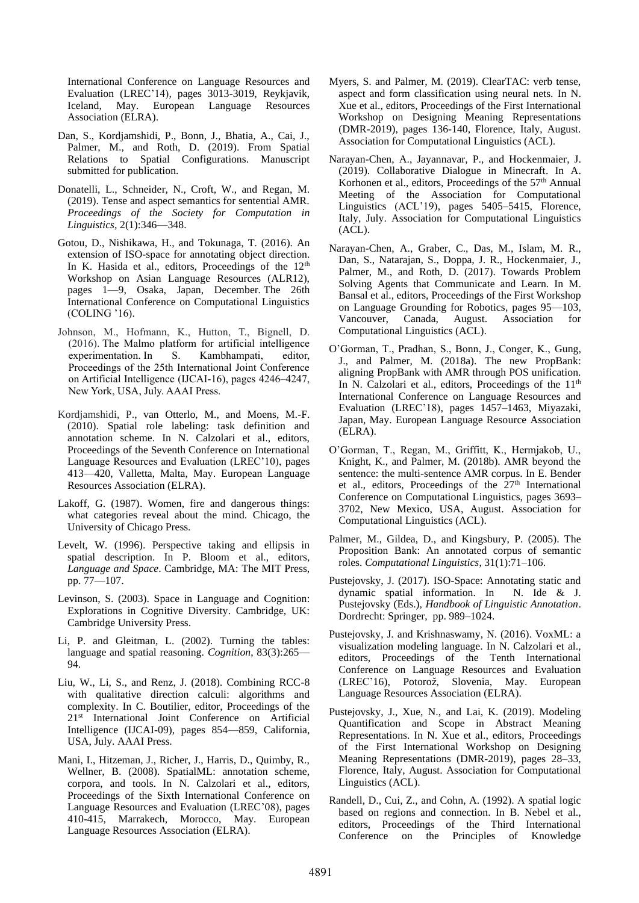International Conference on Language Resources and Evaluation (LREC'14), pages 3013-3019, Reykjavik, Iceland, May. European Language Resources Association (ELRA).

Dan, S., Kordjamshidi, P., Bonn, J., Bhatia, A., Cai, J., Palmer, M., and Roth, D. (2019). From Spatial Relations to Spatial Configurations. Manuscript submitted for publication.

Donatelli, L., Schneider, N., Croft, W., and Regan, M. (2019). Tense and aspect semantics for sentential AMR. *Proceedings of the Society for Computation in Linguistics*, 2(1):346—348.

Gotou, D., Nishikawa, H., and Tokunaga, T. (2016). An extension of ISO-space for annotating object direction. In K. Hasida et al., editors, Proceedings of the 12th Workshop on Asian Language Resources (ALR12), pages 1—9, Osaka, Japan, December. The 26th International Conference on Computational Linguistics (COLING '16).

Johnson, M., Hofmann, K., Hutton, T., Bignell, D. (2016). The Malmo platform for artificial intelligence experimentation. In S. Kambhampati, editor, Proceedings of the 25th International Joint Conference on Artificial Intelligence (IJCAI-16), pages 4246–4247, New York, USA, July. AAAI Press.

Kordjamshidi, P., van Otterlo, M., and Moens, M.-F. (2010). Spatial role labeling: task definition and annotation scheme. In N. Calzolari et al., editors, Proceedings of the Seventh Conference on International Language Resources and Evaluation (LREC'10), pages 413—420, Valletta, Malta, May. European Language Resources Association (ELRA).

Lakoff, G. (1987). Women, fire and dangerous things: what categories reveal about the mind. Chicago, the University of Chicago Press.

Levelt, W. (1996). Perspective taking and ellipsis in spatial description. In P. Bloom et al., editors, *Language and Space*. Cambridge, MA: The MIT Press, pp. 77—107.

Levinson, S. (2003). Space in Language and Cognition: Explorations in Cognitive Diversity. Cambridge, UK: Cambridge University Press.

Li, P. and Gleitman, L. (2002). Turning the tables: language and spatial reasoning. *Cognition*, 83(3):265—94.

Liu, W., Li, S., and Renz, J. (2018). Combining RCC-8 with qualitative direction calculi: algorithms and complexity. In C. Boutilier, editor, Proceedings of the 21st International Joint Conference on Artificial Intelligence (IJCAI-09), pages 854—859, California, USA, July. AAAI Press.

Mani, I., Hitzeman, J., Richer, J., Harris, D., Quimby, R., Wellner, B. (2008). SpatialML: annotation scheme, corpora, and tools. In N. Calzolari et al., editors, Proceedings of the Sixth International Conference on Language Resources and Evaluation (LREC'08), pages 410-415, Marrakech, Morocco, May. European Language Resources Association (ELRA).

Myers, S. and Palmer, M. (2019). ClearTAC: verb tense, aspect and form classification using neural nets. In N. Xue et al., editors, Proceedings of the First International Workshop on Designing Meaning Representations (DMR-2019), pages 136-140, Florence, Italy, August. Association for Computational Linguistics (ACL).

Narayan-Chen, A., Jayannavar, P., and Hockenmaier, J. (2019). Collaborative Dialogue in Minecraft. In A. Korhonen et al., editors, Proceedings of the 57th Annual Meeting of the Association for Computational Linguistics (ACL'19), pages 5405–5415, Florence, Italy, July. Association for Computational Linguistics (ACL).

Narayan-Chen, A., Graber, C., Das, M., Islam, M. R., Dan, S., Natarajan, S., Doppa, J. R., Hockenmaier, J., Palmer, M., and Roth, D. (2017). Towards Problem Solving Agents that Communicate and Learn. In M. Bansal et al., editors, Proceedings of the First Workshop on Language Grounding for Robotics, pages 95—103, Vancouver, Canada, August. Association for Computational Linguistics (ACL).

O'Gorman, T., Pradhan, S., Bonn, J., Conger, K., Gung, J., and Palmer, M. (2018a). The new PropBank: aligning PropBank with AMR through POS unification. In N. Calzolari et al., editors, Proceedings of the 11th International Conference on Language Resources and Evaluation (LREC'18), pages 1457–1463, Miyazaki, Japan, May. European Language Resource Association (ELRA).

O'Gorman, T., Regan, M., Griffitt, K., Hermjakob, U., Knight, K., and Palmer, M. (2018b). AMR beyond the sentence: the multi-sentence AMR corpus. In E. Bender et al., editors, Proceedings of the 27th International Conference on Computational Linguistics, pages 3693–3702, New Mexico, USA, August. Association for Computational Linguistics (ACL).

Palmer, M., Gildea, D., and Kingsbury, P. (2005). The Proposition Bank: An annotated corpus of semantic roles. *Computational Linguistics*, 31(1):71–106.

Pustejovsky, J. (2017). ISO-Space: Annotating static and dynamic spatial information. In N. Ide & J. Pustejovsky (Eds.), *Handbook of Linguistic Annotation*. Dordrecht: Springer, pp. 989–1024.

Pustejovsky, J. and Krishnaswamy, N. (2016). VoxML: a visualization modeling language. In N. Calzolari et al., editors, Proceedings of the Tenth International Conference on Language Resources and Evaluation (LREC'16), Potorož, Slovenia, May. European Language Resources Association (ELRA).

Pustejovsky, J., Xue, N., and Lai, K. (2019). Modeling Quantification and Scope in Abstract Meaning Representations. In N. Xue et al., editors, Proceedings of the First International Workshop on Designing Meaning Representations (DMR-2019), pages 28–33, Florence, Italy, August. Association for Computational Linguistics (ACL).

Randell, D., Cui, Z., and Cohn, A. (1992). A spatial logic based on regions and connection. In B. Nebel et al., editors, Proceedings of the Third International Conference on the Principles of Knowledge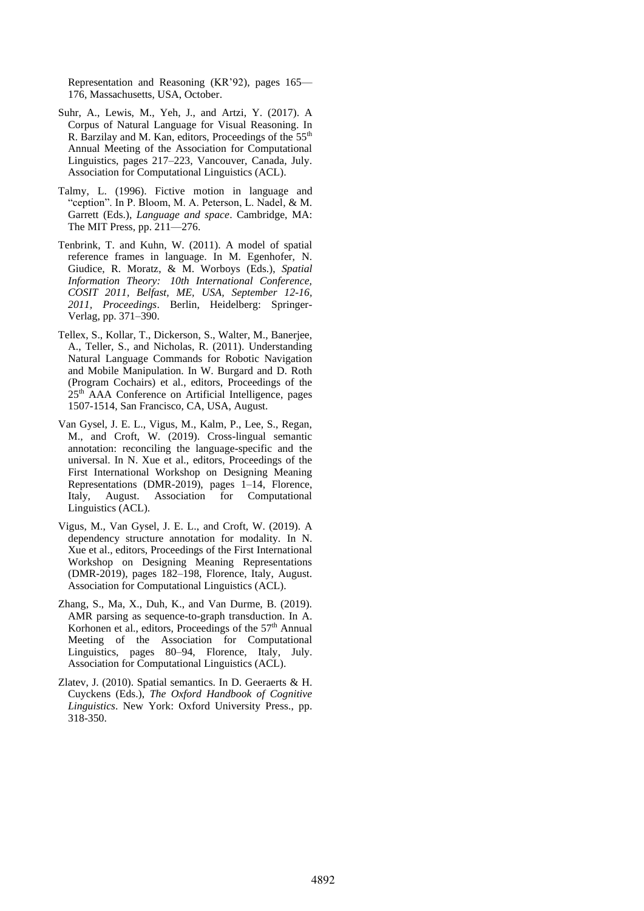Representation and Reasoning (KR'92), pages 165—176, Massachusetts, USA, October.

Suhr, A., Lewis, M., Yeh, J., and Artzi, Y. (2017). A Corpus of Natural Language for Visual Reasoning. In R. Barzilay and M. Kan, editors, Proceedings of the 55th Annual Meeting of the Association for Computational Linguistics, pages 217–223, Vancouver, Canada, July. Association for Computational Linguistics (ACL).

Talmy, L. (1996). Fictive motion in language and "ception". In P. Bloom, M. A. Peterson, L. Nadel, & M. Garrett (Eds.), *Language and space*. Cambridge, MA: The MIT Press, pp. 211—276.

Tenbrink, T. and Kuhn, W. (2011). A model of spatial reference frames in language. In M. Egenhofer, N. Giudice, R. Moratz, & M. Worboys (Eds.), *Spatial Information Theory: 10th International Conference, COSIT 2011, Belfast, ME, USA, September 12-16, 2011, Proceedings*. Berlin, Heidelberg: Springer-Verlag, pp. 371–390.

Tellex, S., Kollar, T., Dickerson, S., Walter, M., Banerjee, A., Teller, S., and Nicholas, R. (2011). Understanding Natural Language Commands for Robotic Navigation and Mobile Manipulation. In W. Burgard and D. Roth (Program Cochairs) et al., editors, Proceedings of the 25th AAA Conference on Artificial Intelligence, pages 1507-1514, San Francisco, CA, USA, August.

Van Gysel, J. E. L., Vigus, M., Kalm, P., Lee, S., Regan, M., and Croft, W. (2019). Cross-lingual semantic annotation: reconciling the language-specific and the universal. In N. Xue et al., editors, Proceedings of the First International Workshop on Designing Meaning Representations (DMR-2019), pages 1–14, Florence, Italy, August. Association for Computational Linguistics (ACL).

Vigus, M., Van Gysel, J. E. L., and Croft, W. (2019). A dependency structure annotation for modality. In N. Xue et al., editors, Proceedings of the First International Workshop on Designing Meaning Representations (DMR-2019), pages 182–198, Florence, Italy, August. Association for Computational Linguistics (ACL).

Zhang, S., Ma, X., Duh, K., and Van Durme, B. (2019). AMR parsing as sequence-to-graph transduction. In A. Korhonen et al., editors, Proceedings of the 57th Annual Meeting of the Association for Computational Linguistics, pages 80–94, Florence, Italy, July. Association for Computational Linguistics (ACL).

Zlatev, J. (2010). Spatial semantics. In D. Geeraerts & H. Cuyckens (Eds.), *The Oxford Handbook of Cognitive Linguistics*. New York: Oxford University Press., pp. 318-350.